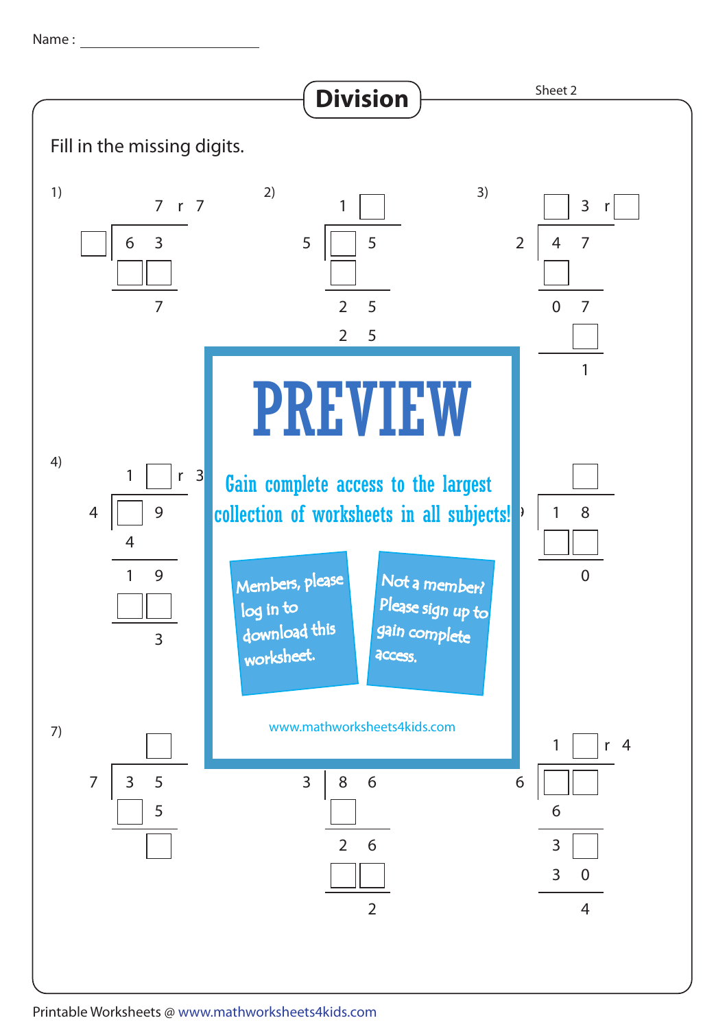Name : ______________________

# Division

Sheet 2

Fill in the missing digits.

**1)**

```
          7  r 7
    ☐ | 6  3
        ☐  ☐
        ------
           7
```

**2)**

```
        1  ☐
    5 | ☐  5
        ☐
        ------
        2  5
        2  5
```

**3)**

```
        ☐  3  r ☐
    2 | 4  7
        ☐
        ------
        0  7
           ☐
        ------
           1
```

**4)**

```
        1  ☐  r 3
    4 | ☐  9
        4
        ------
        1  9
        ☐  ☐
        ------
           3
```

**6)**

```
           ☐
      | 1  8
        ☐  ☐
        ------
           0
```

**7)**

```
           ☐
    7 | 3  5
        ☐  5
        ------
           ☐
```

**8)**

```
    3 | 8  6
        ☐
        ------
        2  6
        ☐  ☐
        ------
           2
```

**9)**

```
        1  ☐  r 4
    6 | ☐  ☐
        6
        ------
        3  ☐
        3  0
        ------
           4
```

PREVIEW

Gain complete access to the largest collection of worksheets in all subjects!

Members, please log in to download this worksheet.

Not a member? Please sign up to gain complete access.

www.mathworksheets4kids.com

Printable Worksheets @ www.mathworksheets4kids.com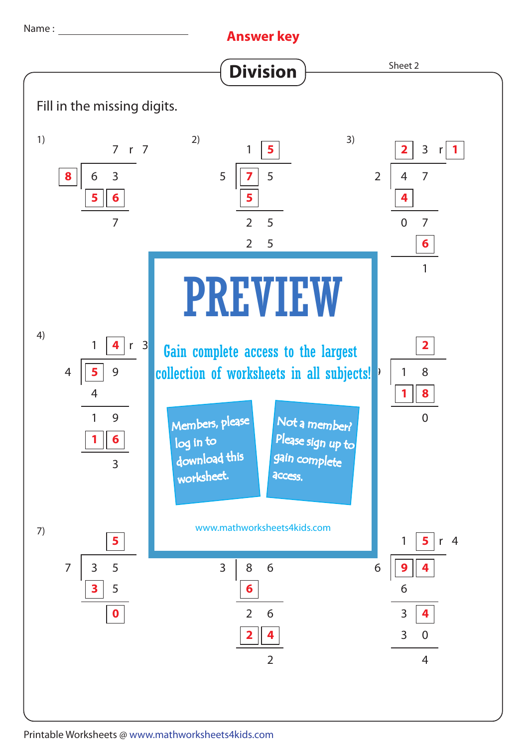Name : ____________________

**Answer key**

# Division

Sheet 2

Fill in the missing digits.

1)

```
       7 r 7
  8 | 6 3
      5 6
      ---
        7
```

2)

```
       1 5
  5 | 7 5
      5
      ---
      2 5
      2 5
```

3)

```
       2 3 r 1
  2 | 4 7
      4
      ---
      0 7
        6
      ---
        1
```

4)

```
       1 4 r 3
  4 | 5 9
      4
      ---
      1 9
      1 6
      ---
        3
```

6)

```
         2
  9 | 1 8
      1 8
      ---
        0
```

7)

```
         5
  7 | 3 5
      3 5
      ---
        0
```

8)

```
  3 | 8 6
      6
      ---
      2 6
      2 4
      ---
        2
```

9)

```
       1 5 r 4
  6 | 9 4
      6
      ---
      3 4
      3 0
      ---
        4
```

PREVIEW

Gain complete access to the largest collection of worksheets in all subjects!

Members, please log in to download this worksheet.

Not a member? Please sign up to gain complete access.

www.mathworksheets4kids.com

Printable Worksheets @ www.mathworksheets4kids.com